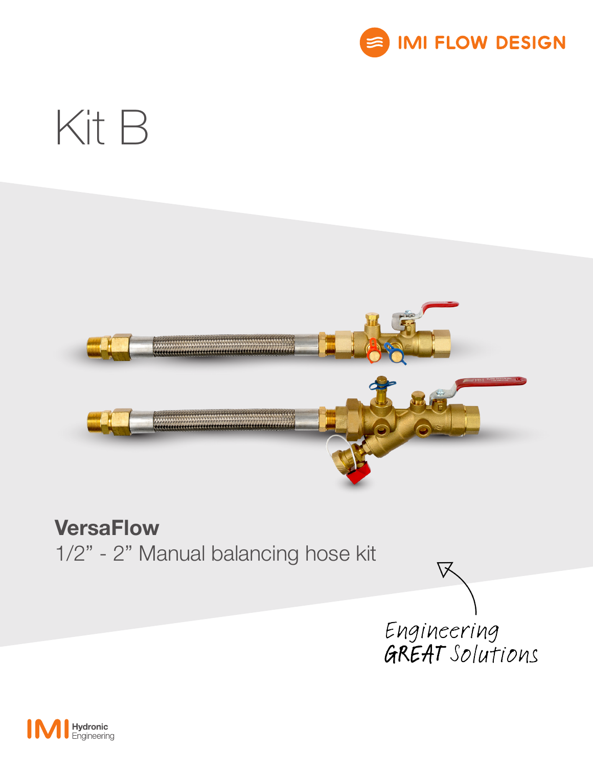IMI FLOW DESIGN

# Kit B

## VersaFlow

1/2" - 2" Manual balancing hose kit

*Engineering GREAT Solutions*

IMI Hydronic Engineering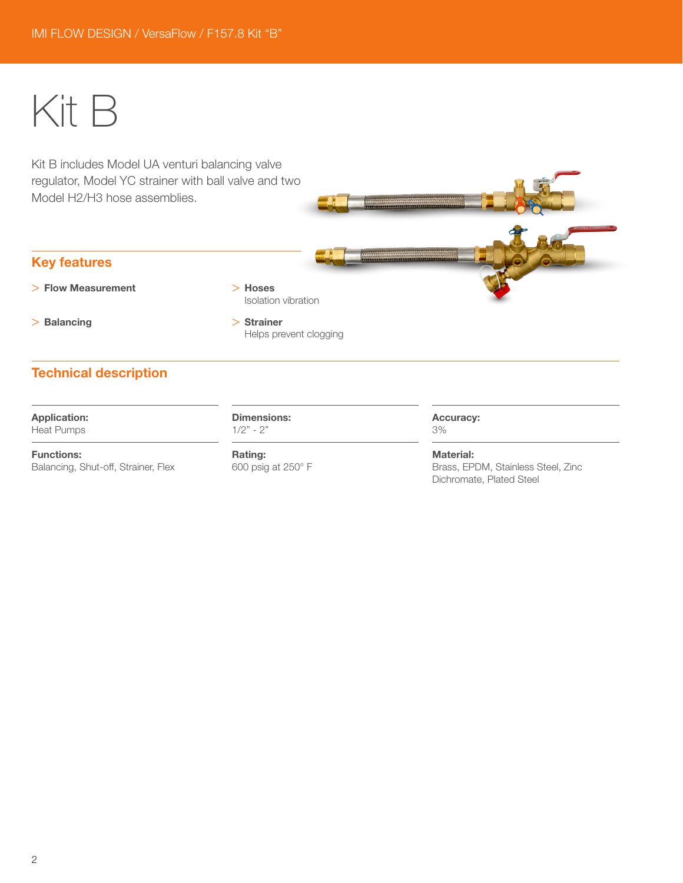# Kit B

Kit B includes Model UA venturi balancing valve regulator, Model YC strainer with ball valve and two Model H2/H3 hose assemblies.

## Key features

> **Flow Measurement**

> **Balancing**

> **Hoses**
> Isolation vibration

> **Strainer**
> Helps prevent clogging

## Technical description

**Application:**
Heat Pumps

**Functions:**
Balancing, Shut-off, Strainer, Flex

**Dimensions:**
1/2" - 2"

**Rating:**
600 psig at 250° F

**Accuracy:**
3%

**Material:**
Brass, EPDM, Stainless Steel, Zinc Dichromate, Plated Steel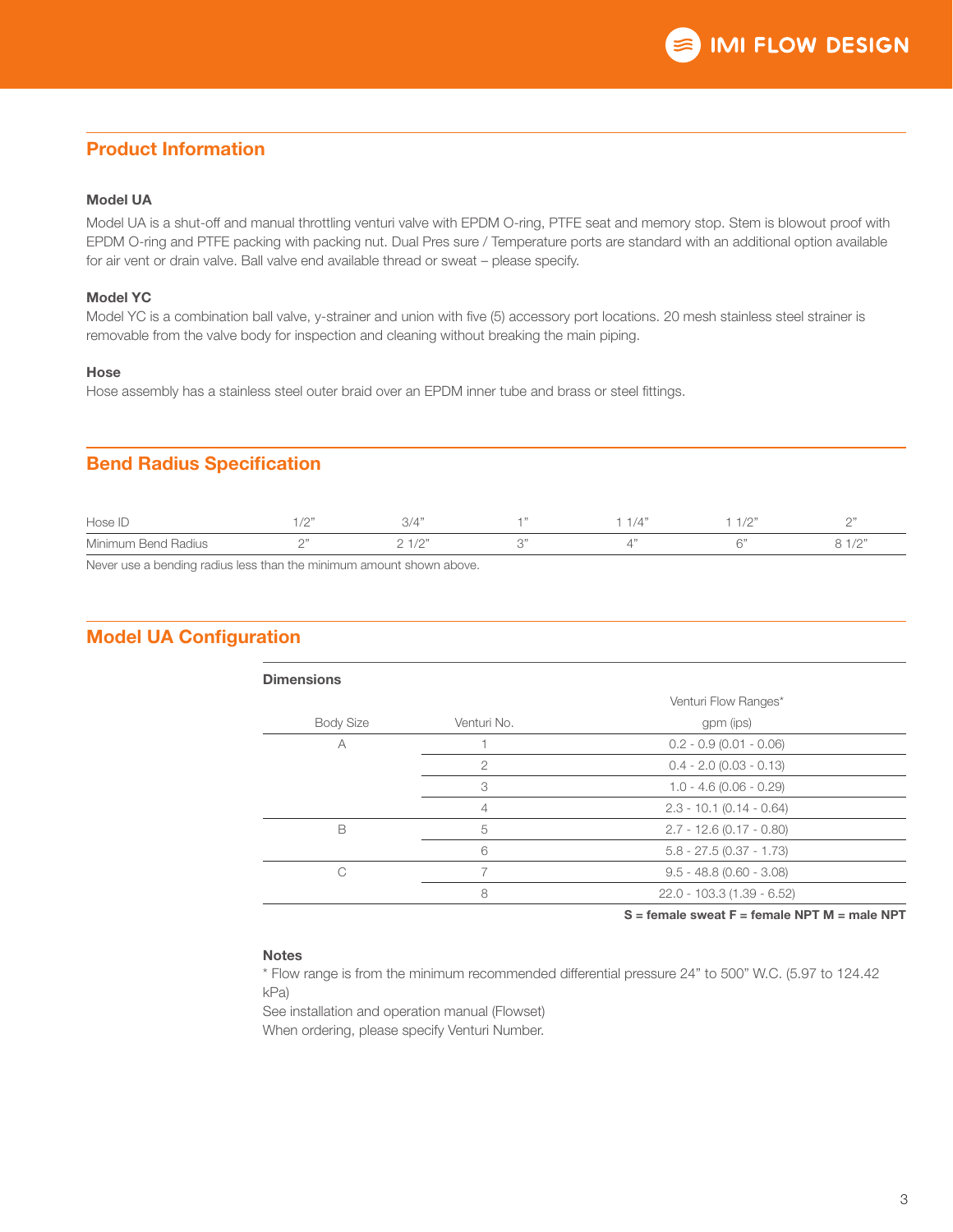## Product Information

### Model UA

Model UA is a shut-off and manual throttling venturi valve with EPDM O-ring, PTFE seat and memory stop. Stem is blowout proof with EPDM O-ring and PTFE packing with packing nut. Dual Pres sure / Temperature ports are standard with an additional option available for air vent or drain valve. Ball valve end available thread or sweat – please specify.

### Model YC

Model YC is a combination ball valve, y-strainer and union with five (5) accessory port locations. 20 mesh stainless steel strainer is removable from the valve body for inspection and cleaning without breaking the main piping.

### Hose

Hose assembly has a stainless steel outer braid over an EPDM inner tube and brass or steel fittings.

## Bend Radius Specification

| Hose ID | 1/2" | 3/4" | 1" | 1 1/4" | 1 1/2" | 2" |
|---|---|---|---|---|---|---|
| Minimum Bend Radius | 2" | 2 1/2" | 3" | 4" | 6" | 8 1/2" |

Never use a bending radius less than the minimum amount shown above.

## Model UA Configuration

**Dimensions**

| Body Size | Venturi No. | Venturi Flow Ranges* gpm (ips) |
|---|---|---|
| A | 1 | 0.2 - 0.9 (0.01 - 0.06) |
| | 2 | 0.4 - 2.0 (0.03 - 0.13) |
| | 3 | 1.0 - 4.6 (0.06 - 0.29) |
| | 4 | 2.3 - 10.1 (0.14 - 0.64) |
| B | 5 | 2.7 - 12.6 (0.17 - 0.80) |
| | 6 | 5.8 - 27.5 (0.37 - 1.73) |
| C | 7 | 9.5 - 48.8 (0.60 - 3.08) |
| | 8 | 22.0 - 103.3 (1.39 - 6.52) |

**S = female sweat F = female NPT M = male NPT**

**Notes**

* Flow range is from the minimum recommended differential pressure 24" to 500" W.C. (5.97 to 124.42 kPa)

See installation and operation manual (Flowset)

When ordering, please specify Venturi Number.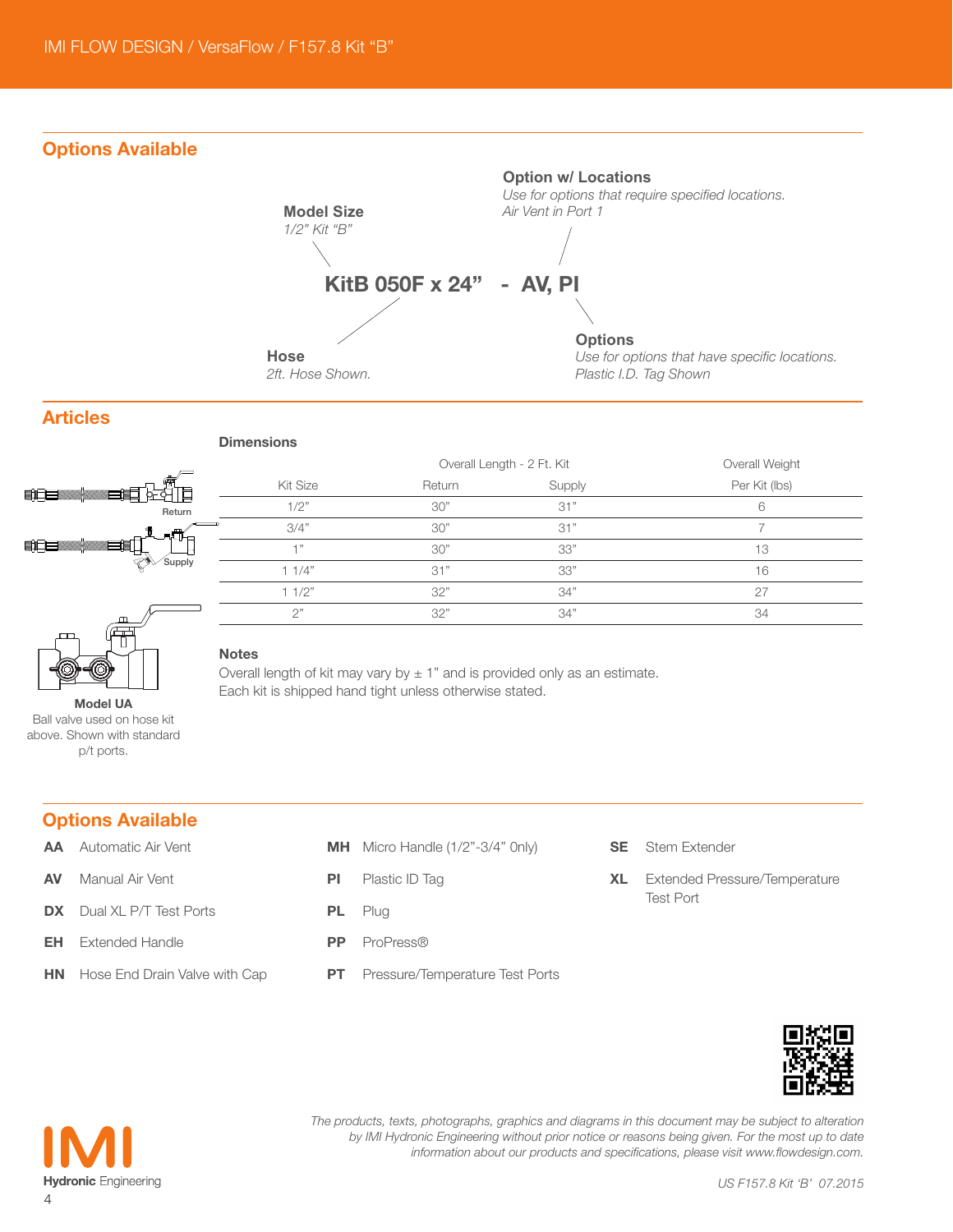## Options Available

**Model Size**
*1/2" Kit "B"*

**Option w/ Locations**
*Use for options that require specified locations.*
*Air Vent in Port 1*

**KitB 050F x 24" - AV, PI**

**Hose**
*2ft. Hose Shown.*

**Options**
*Use for options that have specific locations.*
*Plastic I.D. Tag Shown*

## Articles

Return

Supply

**Model UA**
Ball valve used on hose kit above. Shown with standard p/t ports.

### Dimensions

| | Overall Length - 2 Ft. Kit | | Overall Weight |
|---|---|---|---|
| Kit Size | Return | Supply | Per Kit (lbs) |
| 1/2" | 30" | 31" | 6 |
| 3/4" | 30" | 31" | 7 |
| 1" | 30" | 33" | 13 |
| 1 1/4" | 31" | 33" | 16 |
| 1 1/2" | 32" | 34" | 27 |
| 2" | 32" | 34" | 34 |

### Notes

Overall length of kit may vary by ± 1" and is provided only as an estimate.
Each kit is shipped hand tight unless otherwise stated.

## Options Available

- **AA** Automatic Air Vent
- **AV** Manual Air Vent
- **DX** Dual XL P/T Test Ports
- **EH** Extended Handle
- **HN** Hose End Drain Valve with Cap
- **MH** Micro Handle (1/2"-3/4" Only)
- **PI** Plastic ID Tag
- **PL** Plug
- **PP** ProPress®
- **PT** Pressure/Temperature Test Ports
- **SE** Stem Extender
- **XL** Extended Pressure/Temperature Test Port

*The products, texts, photographs, graphics and diagrams in this document may be subject to alteration by IMI Hydronic Engineering without prior notice or reasons being given. For the most up to date information about our products and specifications, please visit www.flowdesign.com.*

IMI Hydronic Engineering

*US F157.8 Kit 'B' 07.2015*